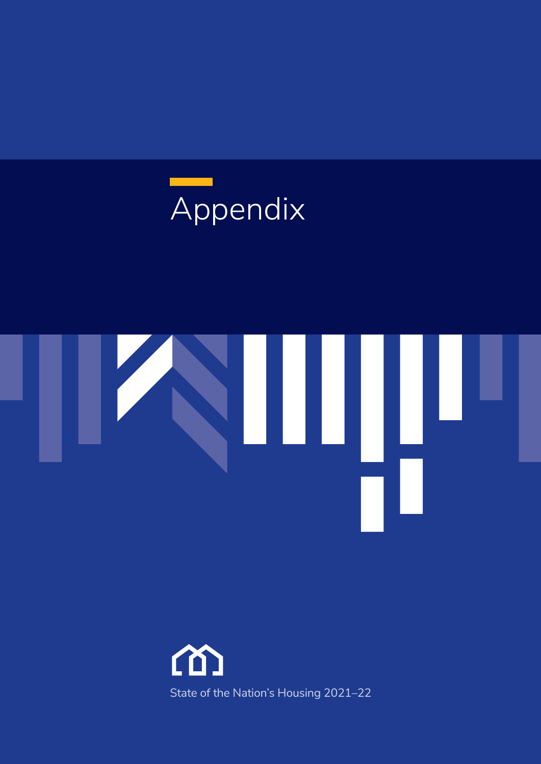# Appendix

State of the Nation's Housing 2021–22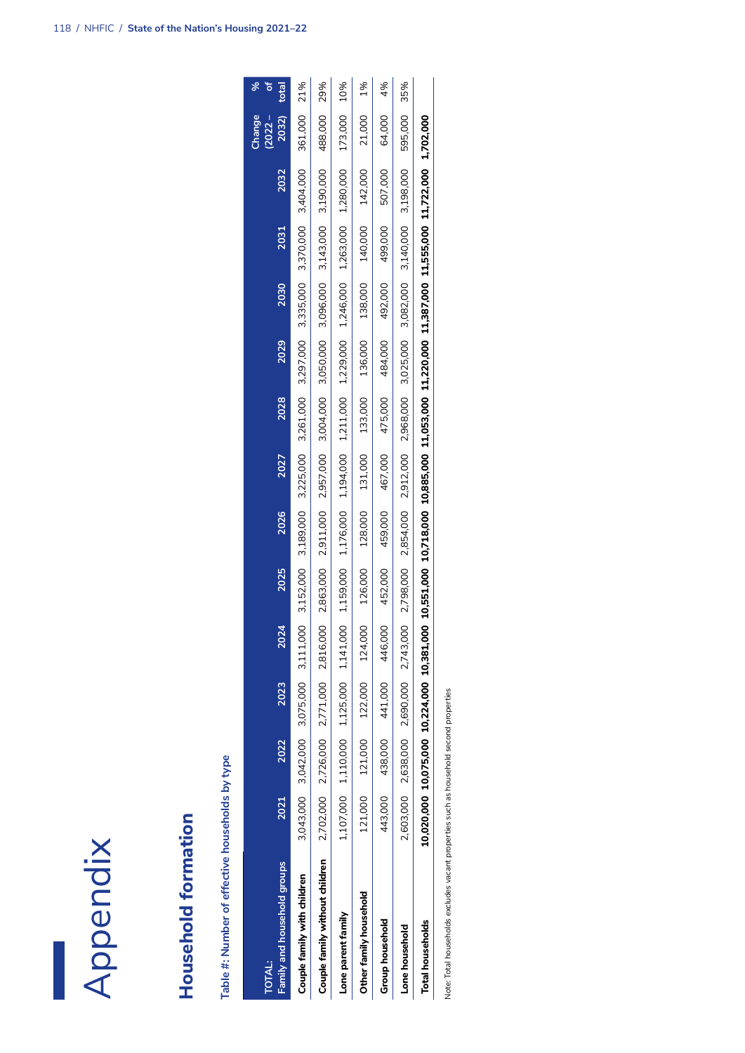# Appendix

## Household formation

### Table #: Number of effective households by type

| TOTAL: Family and household groups | 2021 | 2022 | 2023 | 2024 | 2025 | 2026 | 2027 | 2028 | 2029 | 2030 | 2031 | 2032 | Change (2022 – 2032) | % of total |
|---|---|---|---|---|---|---|---|---|---|---|---|---|---|---|
| **Couple family with children** | 3,043,000 | 3,042,000 | 3,075,000 | 3,111,000 | 3,152,000 | 3,189,000 | 3,225,000 | 3,261,000 | 3,297,000 | 3,335,000 | 3,370,000 | 3,404,000 | 361,000 | 21% |
| **Couple family without children** | 2,702,000 | 2,726,000 | 2,771,000 | 2,816,000 | 2,863,000 | 2,911,000 | 2,957,000 | 3,004,000 | 3,050,000 | 3,096,000 | 3,143,000 | 3,190,000 | 488,000 | 29% |
| **Lone parent family** | 1,107,000 | 1,110,000 | 1,125,000 | 1,141,000 | 1,159,000 | 1,176,000 | 1,194,000 | 1,211,000 | 1,229,000 | 1,246,000 | 1,263,000 | 1,280,000 | 173,000 | 10% |
| **Other family household** | 121,000 | 121,000 | 122,000 | 124,000 | 126,000 | 128,000 | 131,000 | 133,000 | 136,000 | 138,000 | 140,000 | 142,000 | 21,000 | 1% |
| **Group household** | 443,000 | 438,000 | 441,000 | 446,000 | 452,000 | 459,000 | 467,000 | 475,000 | 484,000 | 492,000 | 499,000 | 507,000 | 64,000 | 4% |
| **Lone household** | 2,603,000 | 2,638,000 | 2,690,000 | 2,743,000 | 2,798,000 | 2,854,000 | 2,912,000 | 2,968,000 | 3,025,000 | 3,082,000 | 3,140,000 | 3,198,000 | 595,000 | 35% |
| **Total households** | **10,020,000** | **10,075,000** | **10,224,000** | **10,381,000** | **10,551,000** | **10,718,000** | **10,885,000** | **11,053,000** | **11,220,000** | **11,387,000** | **11,555,000** | **11,722,000** | **1,702,000** | |

Note: Total households excludes vacant properties such as household second properties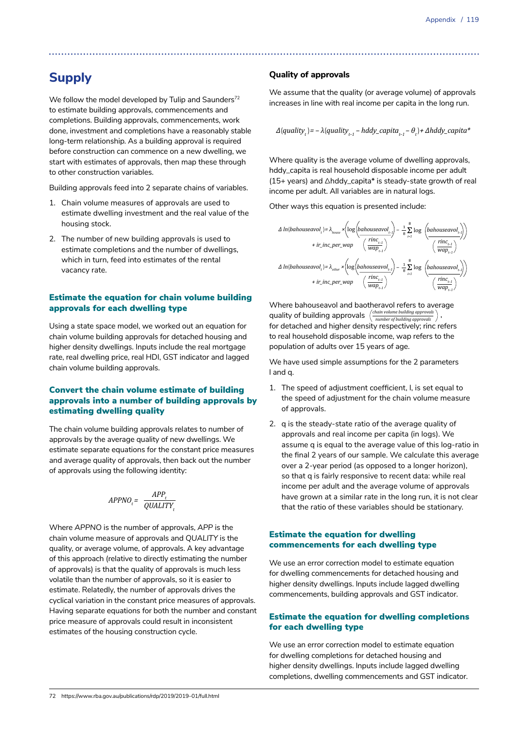# Supply

We follow the model developed by Tulip and Saunders[72] to estimate building approvals, commencements and completions. Building approvals, commencements, work done, investment and completions have a reasonably stable long-term relationship. As a building approval is required before construction can commence on a new dwelling, we start with estimates of approvals, then map these through to other construction variables.

Building approvals feed into 2 separate chains of variables.

1. Chain volume measures of approvals are used to estimate dwelling investment and the real value of the housing stock.
2. The number of new building approvals is used to estimate completions and the number of dwellings, which in turn, feed into estimates of the rental vacancy rate.

### Estimate the equation for chain volume building approvals for each dwelling type

Using a state space model, we worked out an equation for chain volume building approvals for detached housing and higher density dwellings. Inputs include the real mortgage rate, real dwelling price, real HDI, GST indicator and lagged chain volume building approvals.

### Convert the chain volume estimate of building approvals into a number of building approvals by estimating dwelling quality

The chain volume building approvals relates to number of approvals by the average quality of new dwellings. We estimate separate equations for the constant price measures and average quality of approvals, then back out the number of approvals using the following identity:

$$APPNO_t = \frac{APP_t}{QUALITY_t}$$

Where *APPNO* is the number of approvals, *APP* is the chain volume measure of approvals and *QUALITY* is the quality, or average volume, of approvals. A key advantage of this approach (relative to directly estimating the number of approvals) is that the quality of approvals is much less volatile than the number of approvals, so it is easier to estimate. Relatedly, the number of approvals drives the cyclical variation in the constant price measures of approvals. Having separate equations for both the number and constant price measure of approvals could result in inconsistent estimates of the housing construction cycle.

**Quality of approvals**

We assume that the quality (or average volume) of approvals increases in line with real income per capita in the long run.

$$\Delta(quality_t) = -\lambda(quality_{t-1} - hddy\_capita_{t-1} - \theta_t) + \Delta hddy\_capita^*$$

Where quality is the average volume of dwelling approvals, hddy_capita is real household disposable income per adult (15+ years) and Δhddy_capita* is steady-state growth of real income per adult. All variables are in natural logs.

Other ways this equation is presented include:

$$\Delta \ln(bahouseavol_t) = \lambda_{house} \times \left(\log\left(\frac{bahouseavol_{t-1}}{\left(\frac{rinc_{t-1}}{wap_{t-1}}\right)}\right) - \frac{1}{8}\sum_{i=1}^{8} \log\left(\frac{bahouseavol_{t-i}}{\left(\frac{rinc_{t-i}}{wap_{t-i}}\right)}\right)\right) + ir\_inc\_per\_wap$$

$$\Delta \ln(bahouseavol_t) = \lambda_{other} \times \left(\log\left(\frac{bahouseavol_{t-1}}{\left(\frac{rinc_{t-1}}{wap_{t-1}}\right)}\right) - \frac{1}{8}\sum_{i=1}^{8} \log\left(\frac{bahouseavol_{t-i}}{\left(\frac{rinc_{t-i}}{wap_{t-i}}\right)}\right)\right) + ir\_inc\_per\_wap$$

Where bahouseavol and baotheravol refers to average quality of building approvals $\left(\frac{\text{chain volume building approvals}}{\text{number of building approvals}}\right)$, for detached and higher density respectively; rinc refers to real household disposable income, wap refers to the population of adults over 15 years of age.

We have used simple assumptions for the 2 parameters l and q.

1. The speed of adjustment coefficient, l, is set equal to the speed of adjustment for the chain volume measure of approvals.
2. q is the steady-state ratio of the average quality of approvals and real income per capita (in logs). We assume q is equal to the average value of this log-ratio in the final 2 years of our sample. We calculate this average over a 2-year period (as opposed to a longer horizon), so that q is fairly responsive to recent data: while real income per adult and the average volume of approvals have grown at a similar rate in the long run, it is not clear that the ratio of these variables should be stationary.

### Estimate the equation for dwelling commencements for each dwelling type

We use an error correction model to estimate equation for dwelling commencements for detached housing and higher density dwellings. Inputs include lagged dwelling commencements, building approvals and GST indicator.

### Estimate the equation for dwelling completions for each dwelling type

We use an error correction model to estimate equation for dwelling completions for detached housing and higher density dwellings. Inputs include lagged dwelling completions, dwelling commencements and GST indicator.

---

72 https://www.rba.gov.au/publications/rdp/2019/2019-01/full.html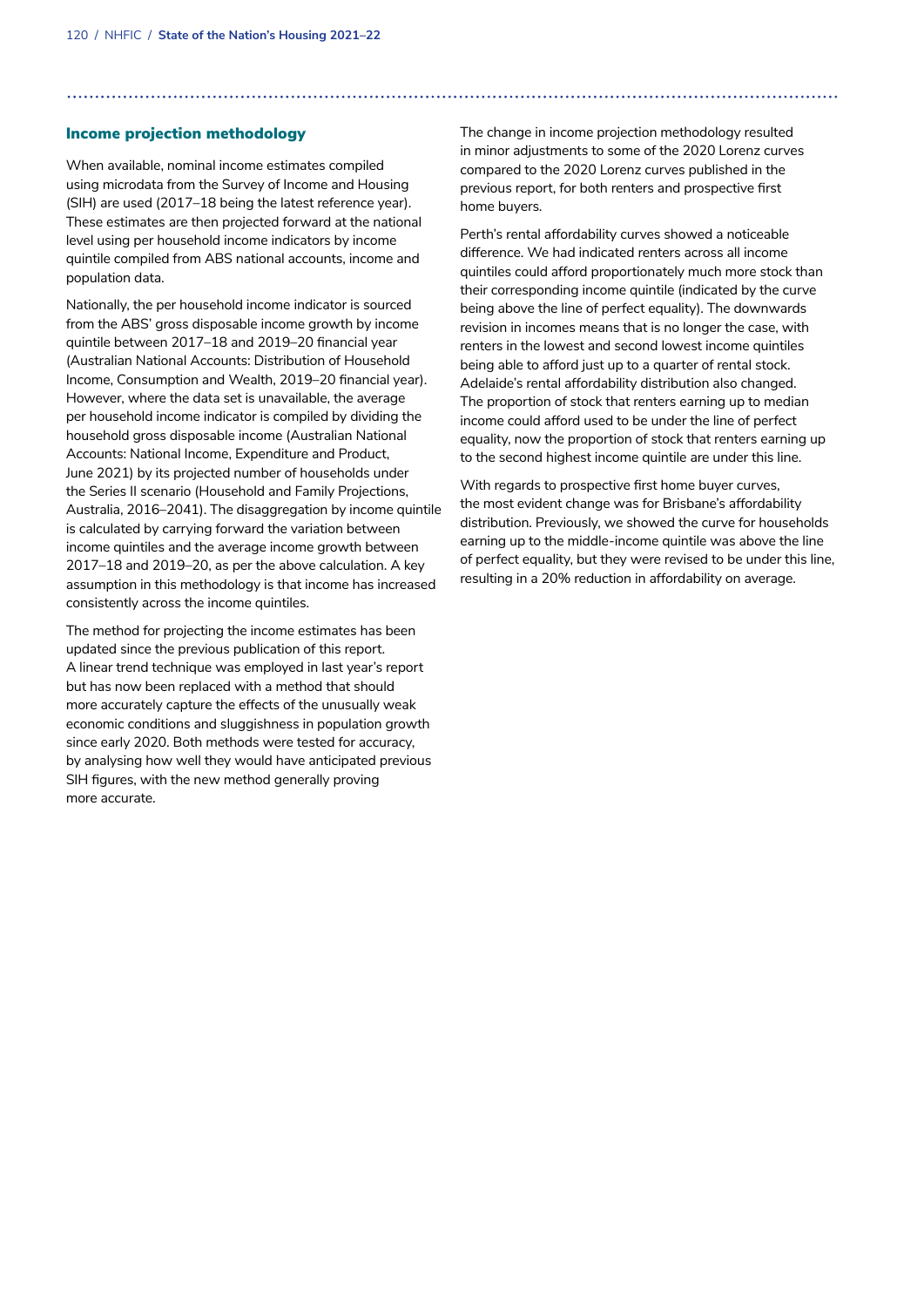## Income projection methodology

When available, nominal income estimates compiled using microdata from the Survey of Income and Housing (SIH) are used (2017–18 being the latest reference year). These estimates are then projected forward at the national level using per household income indicators by income quintile compiled from ABS national accounts, income and population data.

Nationally, the per household income indicator is sourced from the ABS' gross disposable income growth by income quintile between 2017–18 and 2019–20 financial year (Australian National Accounts: Distribution of Household Income, Consumption and Wealth, 2019–20 financial year). However, where the data set is unavailable, the average per household income indicator is compiled by dividing the household gross disposable income (Australian National Accounts: National Income, Expenditure and Product, June 2021) by its projected number of households under the Series II scenario (Household and Family Projections, Australia, 2016–2041). The disaggregation by income quintile is calculated by carrying forward the variation between income quintiles and the average income growth between 2017–18 and 2019–20, as per the above calculation. A key assumption in this methodology is that income has increased consistently across the income quintiles.

The method for projecting the income estimates has been updated since the previous publication of this report. A linear trend technique was employed in last year's report but has now been replaced with a method that should more accurately capture the effects of the unusually weak economic conditions and sluggishness in population growth since early 2020. Both methods were tested for accuracy, by analysing how well they would have anticipated previous SIH figures, with the new method generally proving more accurate.

The change in income projection methodology resulted in minor adjustments to some of the 2020 Lorenz curves compared to the 2020 Lorenz curves published in the previous report, for both renters and prospective first home buyers.

Perth's rental affordability curves showed a noticeable difference. We had indicated renters across all income quintiles could afford proportionately much more stock than their corresponding income quintile (indicated by the curve being above the line of perfect equality). The downwards revision in incomes means that is no longer the case, with renters in the lowest and second lowest income quintiles being able to afford just up to a quarter of rental stock. Adelaide's rental affordability distribution also changed. The proportion of stock that renters earning up to median income could afford used to be under the line of perfect equality, now the proportion of stock that renters earning up to the second highest income quintile are under this line.

With regards to prospective first home buyer curves, the most evident change was for Brisbane's affordability distribution. Previously, we showed the curve for households earning up to the middle-income quintile was above the line of perfect equality, but they were revised to be under this line, resulting in a 20% reduction in affordability on average.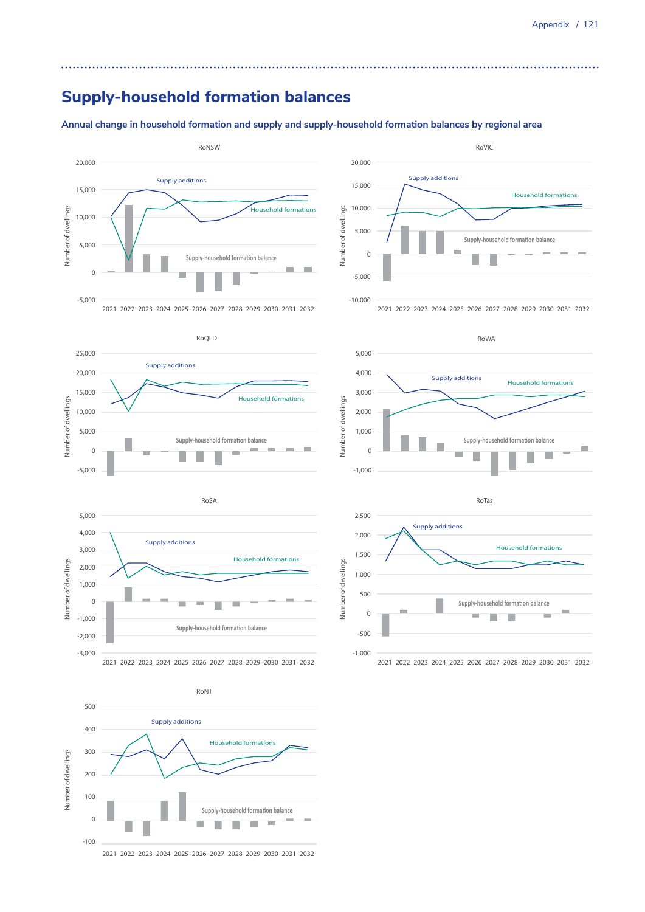## Supply-household formation balances

### Annual change in household formation and supply and supply-household formation balances by regional area

RoNSW

Number of dwellings

20,000
15,000
10,000
5,000
0
-5,000

Supply additions
Household formations
Supply-household formation balance

2021 2022 2023 2024 2025 2026 2027 2028 2029 2030 2031 2032

RoVIC

Number of dwellings

20,000
15,000
10,000
5,000
0
-5,000
-10,000

Supply additions
Household formations
Supply-household formation balance

2021 2022 2023 2024 2025 2026 2027 2028 2029 2030 2031 2032

RoQLD

Number of dwellings

25,000
20,000
15,000
10,000
5,000
0
-5,000

Supply additions
Household formations
Supply-household formation balance

2021 2022 2023 2024 2025 2026 2027 2028 2029 2030 2031 2032

RoWA

Number of dwellings

5,000
4,000
3,000
2,000
1,000
0
-1,000

Supply additions
Household formations
Supply-household formation balance

2021 2022 2023 2024 2025 2026 2027 2028 2029 2030 2031 2032

RoSA

Number of dwellings

5,000
4,000
3,000
2,000
1,000
0
-1,000
-2,000
-3,000

Supply additions
Household formations
Supply-household formation balance

2021 2022 2023 2024 2025 2026 2027 2028 2029 2030 2031 2032

RoTas

Number of dwellings

2,500
2,000
1,500
1,000
500
0
-500
-1,000

Supply additions
Household formations
Supply-household formation balance

2021 2022 2023 2024 2025 2026 2027 2028 2029 2030 2031 2032

RoNT

Number of dwellings

500
400
300
200
100
0
-100

Supply additions
Household formations
Supply-household formation balance

2021 2022 2023 2024 2025 2026 2027 2028 2029 2030 2031 2032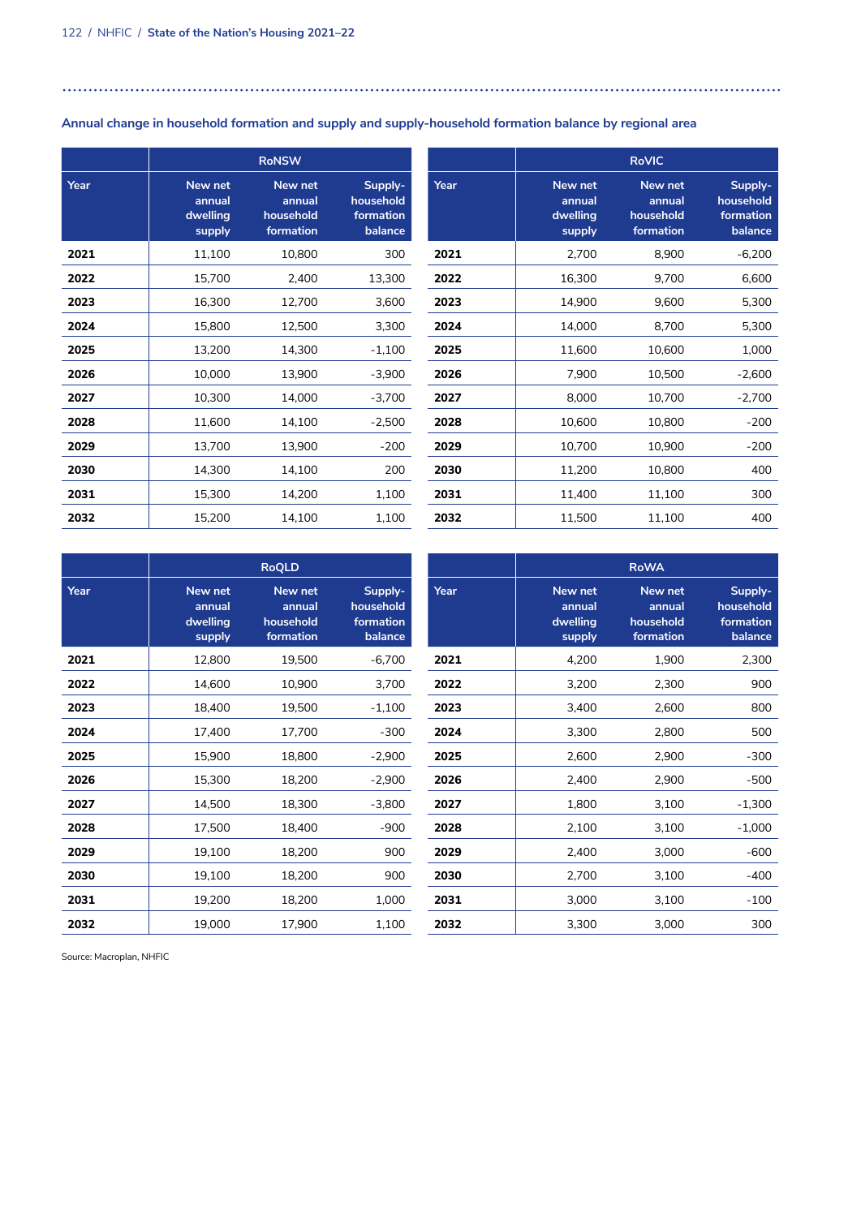### Annual change in household formation and supply and supply-household formation balance by regional area

| Year | RoNSW | | |
|---|---|---|---|
| | New net annual dwelling supply | New net annual household formation | Supply-household formation balance |
| **2021** | 11,100 | 10,800 | 300 |
| **2022** | 15,700 | 2,400 | 13,300 |
| **2023** | 16,300 | 12,700 | 3,600 |
| **2024** | 15,800 | 12,500 | 3,300 |
| **2025** | 13,200 | 14,300 | -1,100 |
| **2026** | 10,000 | 13,900 | -3,900 |
| **2027** | 10,300 | 14,000 | -3,700 |
| **2028** | 11,600 | 14,100 | -2,500 |
| **2029** | 13,700 | 13,900 | -200 |
| **2030** | 14,300 | 14,100 | 200 |
| **2031** | 15,300 | 14,200 | 1,100 |
| **2032** | 15,200 | 14,100 | 1,100 |

| Year | RoVIC | | |
|---|---|---|---|
| | New net annual dwelling supply | New net annual household formation | Supply-household formation balance |
| **2021** | 2,700 | 8,900 | -6,200 |
| **2022** | 16,300 | 9,700 | 6,600 |
| **2023** | 14,900 | 9,600 | 5,300 |
| **2024** | 14,000 | 8,700 | 5,300 |
| **2025** | 11,600 | 10,600 | 1,000 |
| **2026** | 7,900 | 10,500 | -2,600 |
| **2027** | 8,000 | 10,700 | -2,700 |
| **2028** | 10,600 | 10,800 | -200 |
| **2029** | 10,700 | 10,900 | -200 |
| **2030** | 11,200 | 10,800 | 400 |
| **2031** | 11,400 | 11,100 | 300 |
| **2032** | 11,500 | 11,100 | 400 |

| Year | RoQLD | | |
|---|---|---|---|
| | New net annual dwelling supply | New net annual household formation | Supply-household formation balance |
| **2021** | 12,800 | 19,500 | -6,700 |
| **2022** | 14,600 | 10,900 | 3,700 |
| **2023** | 18,400 | 19,500 | -1,100 |
| **2024** | 17,400 | 17,700 | -300 |
| **2025** | 15,900 | 18,800 | -2,900 |
| **2026** | 15,300 | 18,200 | -2,900 |
| **2027** | 14,500 | 18,300 | -3,800 |
| **2028** | 17,500 | 18,400 | -900 |
| **2029** | 19,100 | 18,200 | 900 |
| **2030** | 19,100 | 18,200 | 900 |
| **2031** | 19,200 | 18,200 | 1,000 |
| **2032** | 19,000 | 17,900 | 1,100 |

| Year | RoWA | | |
|---|---|---|---|
| | New net annual dwelling supply | New net annual household formation | Supply-household formation balance |
| **2021** | 4,200 | 1,900 | 2,300 |
| **2022** | 3,200 | 2,300 | 900 |
| **2023** | 3,400 | 2,600 | 800 |
| **2024** | 3,300 | 2,800 | 500 |
| **2025** | 2,600 | 2,900 | -300 |
| **2026** | 2,400 | 2,900 | -500 |
| **2027** | 1,800 | 3,100 | -1,300 |
| **2028** | 2,100 | 3,100 | -1,000 |
| **2029** | 2,400 | 3,000 | -600 |
| **2030** | 2,700 | 3,100 | -400 |
| **2031** | 3,000 | 3,100 | -100 |
| **2032** | 3,300 | 3,000 | 300 |

Source: Macroplan, NHFIC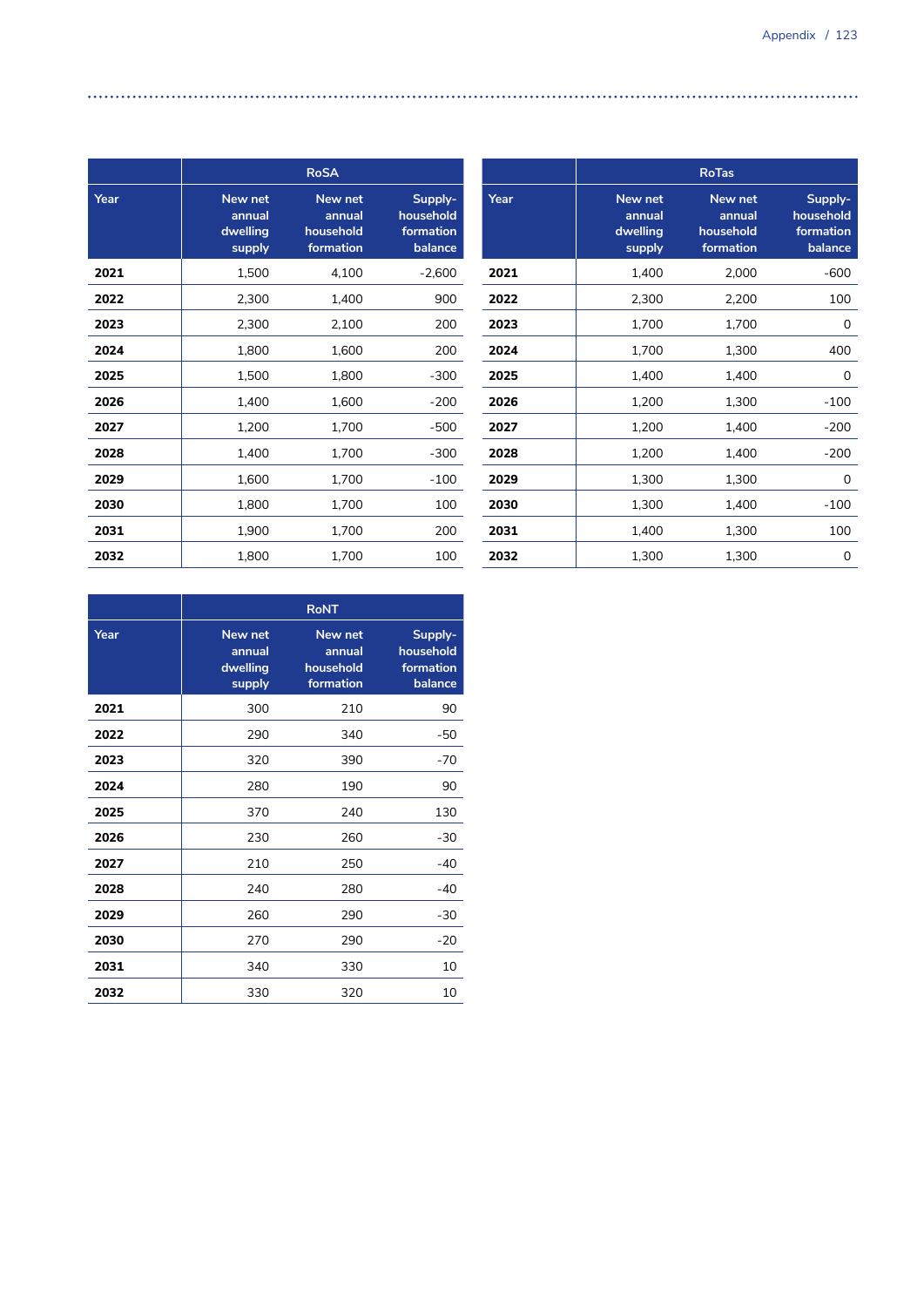| Year | RoSA | | |
|---|---|---|---|
| | New net annual dwelling supply | New net annual household formation | Supply-household formation balance |
| **2021** | 1,500 | 4,100 | -2,600 |
| **2022** | 2,300 | 1,400 | 900 |
| **2023** | 2,300 | 2,100 | 200 |
| **2024** | 1,800 | 1,600 | 200 |
| **2025** | 1,500 | 1,800 | -300 |
| **2026** | 1,400 | 1,600 | -200 |
| **2027** | 1,200 | 1,700 | -500 |
| **2028** | 1,400 | 1,700 | -300 |
| **2029** | 1,600 | 1,700 | -100 |
| **2030** | 1,800 | 1,700 | 100 |
| **2031** | 1,900 | 1,700 | 200 |
| **2032** | 1,800 | 1,700 | 100 |

| Year | RoTas | | |
|---|---|---|---|
| | New net annual dwelling supply | New net annual household formation | Supply-household formation balance |
| **2021** | 1,400 | 2,000 | -600 |
| **2022** | 2,300 | 2,200 | 100 |
| **2023** | 1,700 | 1,700 | 0 |
| **2024** | 1,700 | 1,300 | 400 |
| **2025** | 1,400 | 1,400 | 0 |
| **2026** | 1,200 | 1,300 | -100 |
| **2027** | 1,200 | 1,400 | -200 |
| **2028** | 1,200 | 1,400 | -200 |
| **2029** | 1,300 | 1,300 | 0 |
| **2030** | 1,300 | 1,400 | -100 |
| **2031** | 1,400 | 1,300 | 100 |
| **2032** | 1,300 | 1,300 | 0 |

| Year | RoNT | | |
|---|---|---|---|
| | New net annual dwelling supply | New net annual household formation | Supply-household formation balance |
| **2021** | 300 | 210 | 90 |
| **2022** | 290 | 340 | -50 |
| **2023** | 320 | 390 | -70 |
| **2024** | 280 | 190 | 90 |
| **2025** | 370 | 240 | 130 |
| **2026** | 230 | 260 | -30 |
| **2027** | 210 | 250 | -40 |
| **2028** | 240 | 280 | -40 |
| **2029** | 260 | 290 | -30 |
| **2030** | 270 | 290 | -20 |
| **2031** | 340 | 330 | 10 |
| **2032** | 330 | 320 | 10 |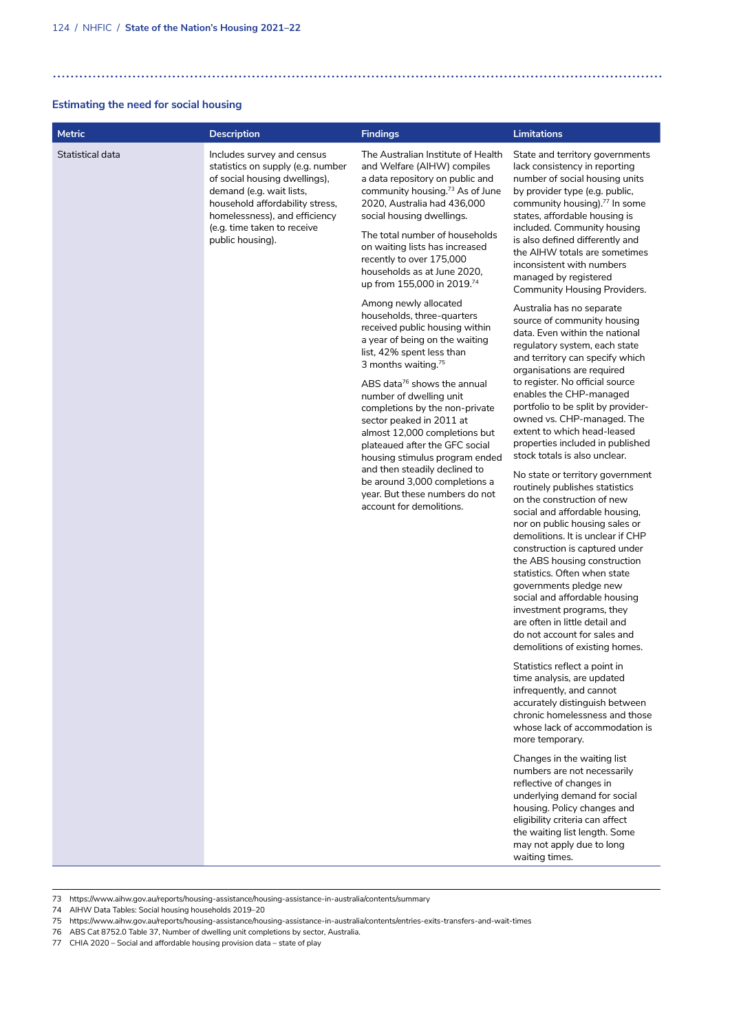### Estimating the need for social housing

| Metric | Description | Findings | Limitations |
| --- | --- | --- | --- |
| Statistical data | Includes survey and census statistics on supply (e.g. number of social housing dwellings), demand (e.g. wait lists, household affordability stress, homelessness), and efficiency (e.g. time taken to receive public housing). | The Australian Institute of Health and Welfare (AIHW) compiles a data repository on public and community housing.[73] As of June 2020, Australia had 436,000 social housing dwellings.<br><br>The total number of households on waiting lists has increased recently to over 175,000 households as at June 2020, up from 155,000 in 2019.[74]<br><br>Among newly allocated households, three-quarters received public housing within a year of being on the waiting list, 42% spent less than 3 months waiting.[75]<br><br>ABS data[76] shows the annual number of dwelling unit completions by the non-private sector peaked in 2011 at almost 12,000 completions but plateaued after the GFC social housing stimulus program ended and then steadily declined to be around 3,000 completions a year. But these numbers do not account for demolitions. | State and territory governments lack consistency in reporting number of social housing units by provider type (e.g. public, community housing).[77] In some states, affordable housing is included. Community housing is also defined differently and the AIHW totals are sometimes inconsistent with numbers managed by registered Community Housing Providers.<br><br>Australia has no separate source of community housing data. Even within the national regulatory system, each state and territory can specify which organisations are required to register. No official source enables the CHP-managed portfolio to be split by provider-owned vs. CHP-managed. The extent to which head-leased properties included in published stock totals is also unclear.<br><br>No state or territory government routinely publishes statistics on the construction of new social and affordable housing, nor on public housing sales or demolitions. It is unclear if CHP construction is captured under the ABS housing construction statistics. Often when state governments pledge new social and affordable housing investment programs, they are often in little detail and do not account for sales and demolitions of existing homes.<br><br>Statistics reflect a point in time analysis, are updated infrequently, and cannot accurately distinguish between chronic homelessness and those whose lack of accommodation is more temporary.<br><br>Changes in the waiting list numbers are not necessarily reflective of changes in underlying demand for social housing. Policy changes and eligibility criteria can affect the waiting list length. Some may not apply due to long waiting times. |

73 https://www.aihw.gov.au/reports/housing-assistance/housing-assistance-in-australia/contents/summary

74 AIHW Data Tables: Social housing households 2019–20

75 https://www.aihw.gov.au/reports/housing-assistance/housing-assistance-in-australia/contents/entries-exits-transfers-and-wait-times

76 ABS Cat 8752.0 Table 37, Number of dwelling unit completions by sector, Australia.

77 CHIA 2020 – Social and affordable housing provision data – state of play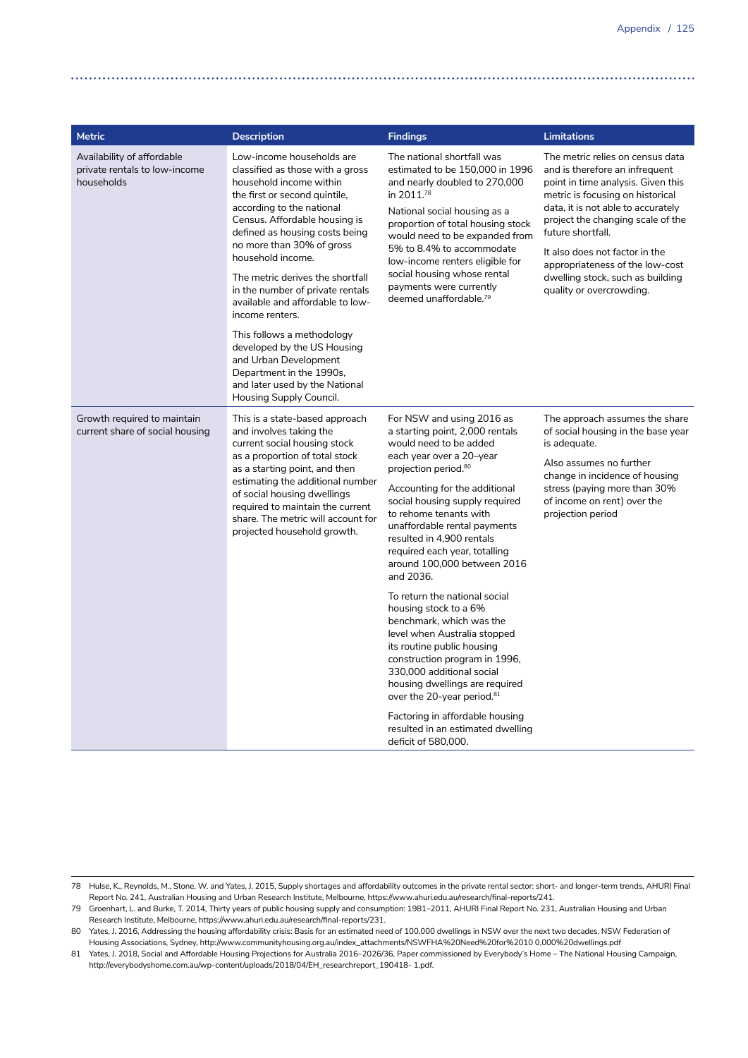| Metric | Description | Findings | Limitations |
|---|---|---|---|
| Availability of affordable private rentals to low-income households | Low-income households are classified as those with a gross household income within the first or second quintile, according to the national Census. Affordable housing is defined as housing costs being no more than 30% of gross household income.<br><br>The metric derives the shortfall in the number of private rentals available and affordable to low-income renters.<br><br>This follows a methodology developed by the US Housing and Urban Development Department in the 1990s, and later used by the National Housing Supply Council. | The national shortfall was estimated to be 150,000 in 1996 and nearly doubled to 270,000 in 2011.[78]<br><br>National social housing as a proportion of total housing stock would need to be expanded from 5% to 8.4% to accommodate low-income renters eligible for social housing whose rental payments were currently deemed unaffordable.[79] | The metric relies on census data and is therefore an infrequent point in time analysis. Given this metric is focusing on historical data, it is not able to accurately project the changing scale of the future shortfall.<br><br>It also does not factor in the appropriateness of the low-cost dwelling stock, such as building quality or overcrowding. |
| Growth required to maintain current share of social housing | This is a state-based approach and involves taking the current social housing stock as a proportion of total stock as a starting point, and then estimating the additional number of social housing dwellings required to maintain the current share. The metric will account for projected household growth. | For NSW and using 2016 as a starting point, 2,000 rentals would need to be added each year over a 20–year projection period.[80]<br><br>Accounting for the additional social housing supply required to rehome tenants with unaffordable rental payments resulted in 4,900 rentals required each year, totalling around 100,000 between 2016 and 2036.<br><br>To return the national social housing stock to a 6% benchmark, which was the level when Australia stopped its routine public housing construction program in 1996, 330,000 additional social housing dwellings are required over the 20-year period.[81]<br><br>Factoring in affordable housing resulted in an estimated dwelling deficit of 580,000. | The approach assumes the share of social housing in the base year is adequate.<br><br>Also assumes no further change in incidence of housing stress (paying more than 30% of income on rent) over the projection period |

78 Hulse, K., Reynolds, M., Stone, W. and Yates, J. 2015, Supply shortages and affordability outcomes in the private rental sector: short- and longer-term trends, AHURI Final Report No. 241, Australian Housing and Urban Research Institute, Melbourne, https://www.ahuri.edu.au/research/final-reports/241.

79 Groenhart, L. and Burke, T. 2014, Thirty years of public housing supply and consumption: 1981–2011, AHURI Final Report No. 231, Australian Housing and Urban Research Institute, Melbourne, https://www.ahuri.edu.au/research/final-reports/231.

80 Yates, J. 2016, Addressing the housing affordability crisis: Basis for an estimated need of 100,000 dwellings in NSW over the next two decades, NSW Federation of Housing Associations, Sydney, http://www.communityhousing.org.au/index_attachments/NSWFHA%20Need%20for%2010 0,000%20dwellings.pdf

81 Yates, J. 2018, Social and Affordable Housing Projections for Australia 2016–2026/36, Paper commissioned by Everybody's Home – The National Housing Campaign, http://everybodyshome.com.au/wp-content/uploads/2018/04/EH_researchreport_190418- 1.pdf.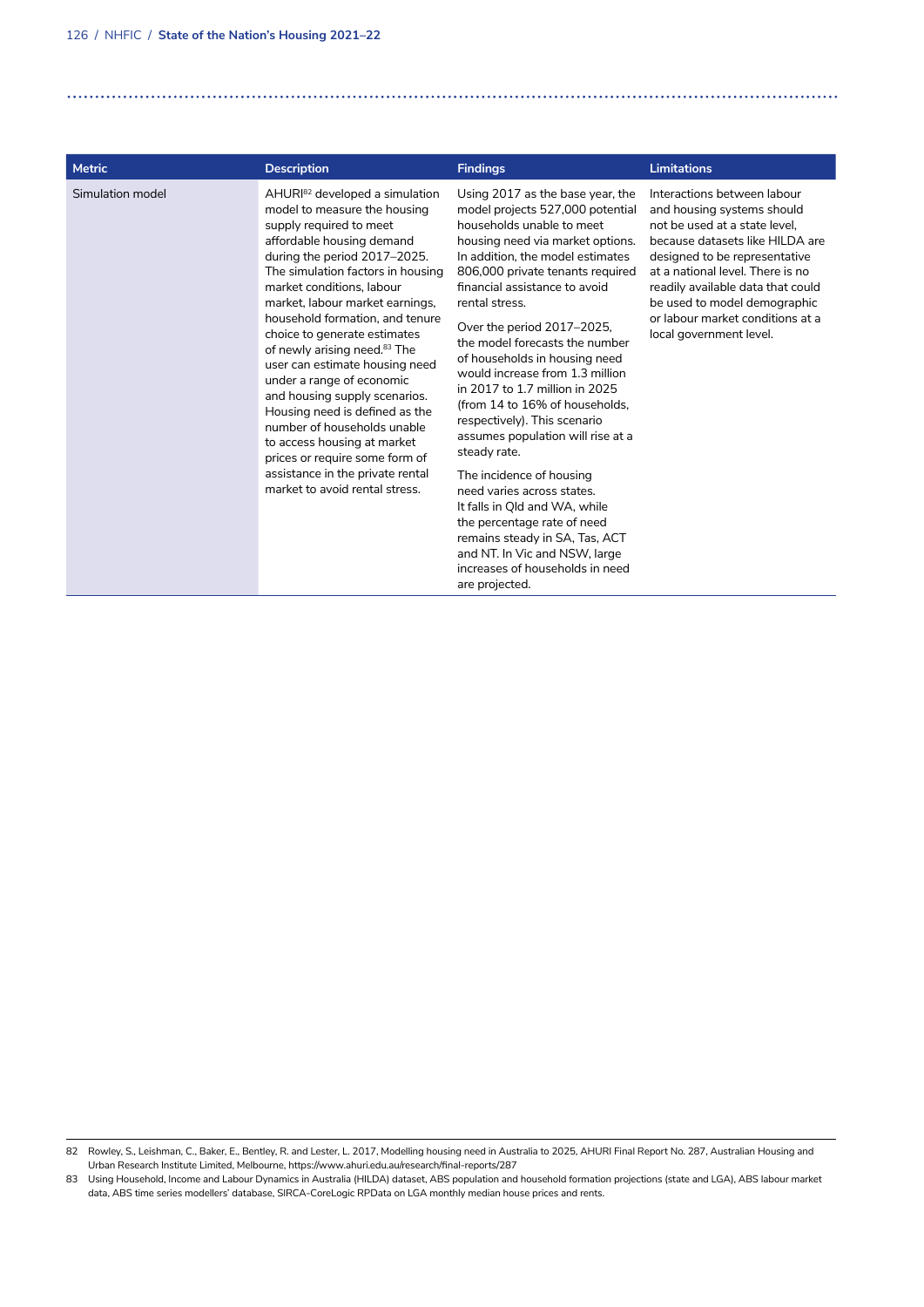| Metric | Description | Findings | Limitations |
|---|---|---|---|
| Simulation model | AHURI[82] developed a simulation model to measure the housing supply required to meet affordable housing demand during the period 2017–2025. The simulation factors in housing market conditions, labour market, labour market earnings, household formation, and tenure choice to generate estimates of newly arising need.[83] The user can estimate housing need under a range of economic and housing supply scenarios. Housing need is defined as the number of households unable to access housing at market prices or require some form of assistance in the private rental market to avoid rental stress. | Using 2017 as the base year, the model projects 527,000 potential households unable to meet housing need via market options. In addition, the model estimates 806,000 private tenants required financial assistance to avoid rental stress.<br><br>Over the period 2017–2025, the model forecasts the number of households in housing need would increase from 1.3 million in 2017 to 1.7 million in 2025 (from 14 to 16% of households, respectively). This scenario assumes population will rise at a steady rate.<br><br>The incidence of housing need varies across states. It falls in Qld and WA, while the percentage rate of need remains steady in SA, Tas, ACT and NT. In Vic and NSW, large increases of households in need are projected. | Interactions between labour and housing systems should not be used at a state level, because datasets like HILDA are designed to be representative at a national level. There is no readily available data that could be used to model demographic or labour market conditions at a local government level. |

82 Rowley, S., Leishman, C., Baker, E., Bentley, R. and Lester, L. 2017, Modelling housing need in Australia to 2025, AHURI Final Report No. 287, Australian Housing and Urban Research Institute Limited, Melbourne, https://www.ahuri.edu.au/research/final-reports/287

83 Using Household, Income and Labour Dynamics in Australia (HILDA) dataset, ABS population and household formation projections (state and LGA), ABS labour market data, ABS time series modellers' database, SIRCA-CoreLogic RPData on LGA monthly median house prices and rents.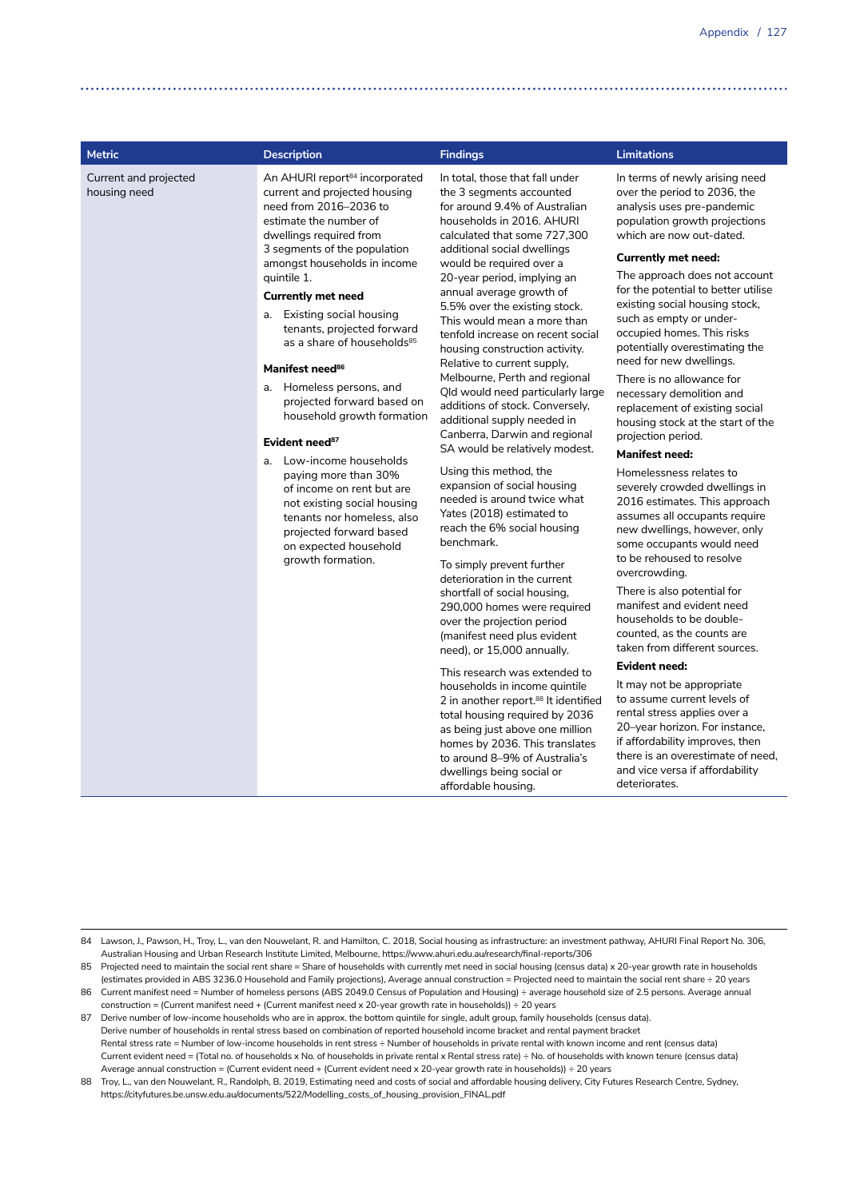| Metric | Description | Findings | Limitations |
|---|---|---|---|
| Current and projected housing need | An AHURI report[84] incorporated current and projected housing need from 2016–2036 to estimate the number of dwellings required from 3 segments of the population amongst households in income quintile 1.<br><br>**Currently met need**<br><br>a. Existing social housing tenants, projected forward as a share of households[85]<br><br>**Manifest need[86]**<br><br>a. Homeless persons, and projected forward based on household growth formation<br><br>**Evident need[87]**<br><br>a. Low-income households paying more than 30% of income on rent but are not existing social housing tenants nor homeless, also projected forward based on expected household growth formation. | In total, those that fall under the 3 segments accounted for around 9.4% of Australian households in 2016. AHURI calculated that some 727,300 additional social dwellings would be required over a 20-year period, implying an annual average growth of 5.5% over the existing stock. This would mean a more than tenfold increase on recent social housing construction activity. Relative to current supply, Melbourne, Perth and regional Qld would need particularly large additions of stock. Conversely, additional supply needed in Canberra, Darwin and regional SA would be relatively modest.<br><br>Using this method, the expansion of social housing needed is around twice what Yates (2018) estimated to reach the 6% social housing benchmark.<br><br>To simply prevent further deterioration in the current shortfall of social housing, 290,000 homes were required over the projection period (manifest need plus evident need), or 15,000 annually.<br><br>This research was extended to households in income quintile 2 in another report.[88] It identified total housing required by 2036 as being just above one million homes by 2036. This translates to around 8–9% of Australia's dwellings being social or affordable housing. | In terms of newly arising need over the period to 2036, the analysis uses pre-pandemic population growth projections which are now out-dated.<br><br>**Currently met need:**<br><br>The approach does not account for the potential to better utilise existing social housing stock, such as empty or under-occupied homes. This risks potentially overestimating the need for new dwellings.<br><br>There is no allowance for necessary demolition and replacement of existing social housing stock at the start of the projection period.<br><br>**Manifest need:**<br><br>Homelessness relates to severely crowded dwellings in 2016 estimates. This approach assumes all occupants require new dwellings, however, only some occupants would need to be rehoused to resolve overcrowding.<br><br>There is also potential for manifest and evident need households to be double-counted, as the counts are taken from different sources.<br><br>**Evident need:**<br><br>It may not be appropriate to assume current levels of rental stress applies over a 20–year horizon. For instance, if affordability improves, then there is an overestimate of need, and vice versa if affordability deteriorates. |

84 Lawson, J., Pawson, H., Troy, L., van den Nouwelant, R. and Hamilton, C. 2018, Social housing as infrastructure: an investment pathway, AHURI Final Report No. 306, Australian Housing and Urban Research Institute Limited, Melbourne, https://www.ahuri.edu.au/research/final-reports/306

85 Projected need to maintain the social rent share = Share of households with currently met need in social housing (census data) x 20-year growth rate in households (estimates provided in ABS 3236.0 Household and Family projections), Average annual construction = Projected need to maintain the social rent share ÷ 20 years

86 Current manifest need = Number of homeless persons (ABS 2049.0 Census of Population and Housing) ÷ average household size of 2.5 persons. Average annual construction = (Current manifest need + (Current manifest need x 20-year growth rate in households)) ÷ 20 years

87 Derive number of low-income households who are in approx. the bottom quintile for single, adult group, family households (census data).
Derive number of households in rental stress based on combination of reported household income bracket and rental payment bracket
Rental stress rate = Number of low-income households in rent stress ÷ Number of households in private rental with known income and rent (census data)
Current evident need = (Total no. of households x No. of households in private rental x Rental stress rate) ÷ No. of households with known tenure (census data)
Average annual construction = (Current evident need + (Current evident need x 20-year growth rate in households)) ÷ 20 years

88 Troy, L., van den Nouwelant, R., Randolph, B. 2019, Estimating need and costs of social and affordable housing delivery, City Futures Research Centre, Sydney, https://cityfutures.be.unsw.edu.au/documents/522/Modelling_costs_of_housing_provision_FINAL.pdf